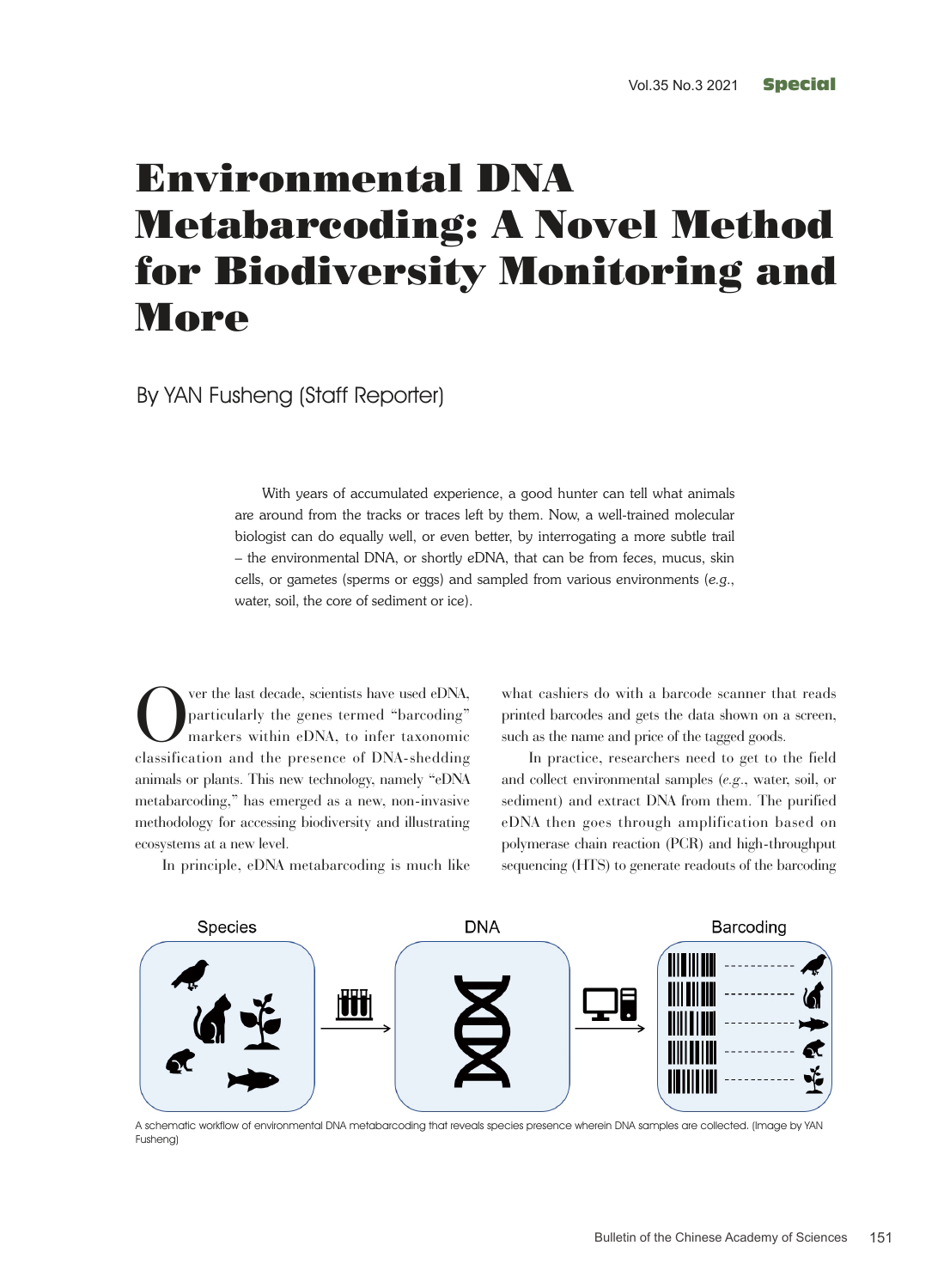# Environmental DNA Metabarcoding: A Novel Method for Biodiversity Monitoring and More

By YAN Fusheng (Staff Reporter)

With years of accumulated experience, a good hunter can tell what animals are around from the tracks or traces left by them. Now, a well-trained molecular biologist can do equally well, or even better, by interrogating a more subtle trail – the environmental DNA, or shortly eDNA, that can be from feces, mucus, skin cells, or gametes (sperms or eggs) and sampled from various environments (*e.g.*, water, soil, the core of sediment or ice).

Over the last decade, scientists have used eDNA, particularly the genes termed "barcoding" markers within eDNA, to infer taxonomic classification and the presence of DNA-shedding animals or plants. This new technology, namely "eDNA metabarcoding," has emerged as a new, non-invasive methodology for accessing biodiversity and illustrating ecosystems at a new level.

In principle, eDNA metabarcoding is much like what cashiers do with a barcode scanner that reads printed barcodes and gets the data shown on a screen, such as the name and price of the tagged goods.

In practice, researchers need to get to the field and collect environmental samples (*e.g.*, water, soil, or sediment) and extract DNA from them. The purified eDNA then goes through amplification based on polymerase chain reaction (PCR) and high-throughput sequencing (HTS) to generate readouts of the barcoding

A schematic workflow of environmental DNA metabarcoding that reveals species presence wherein DNA samples are collected. (Image by YAN Fusheng)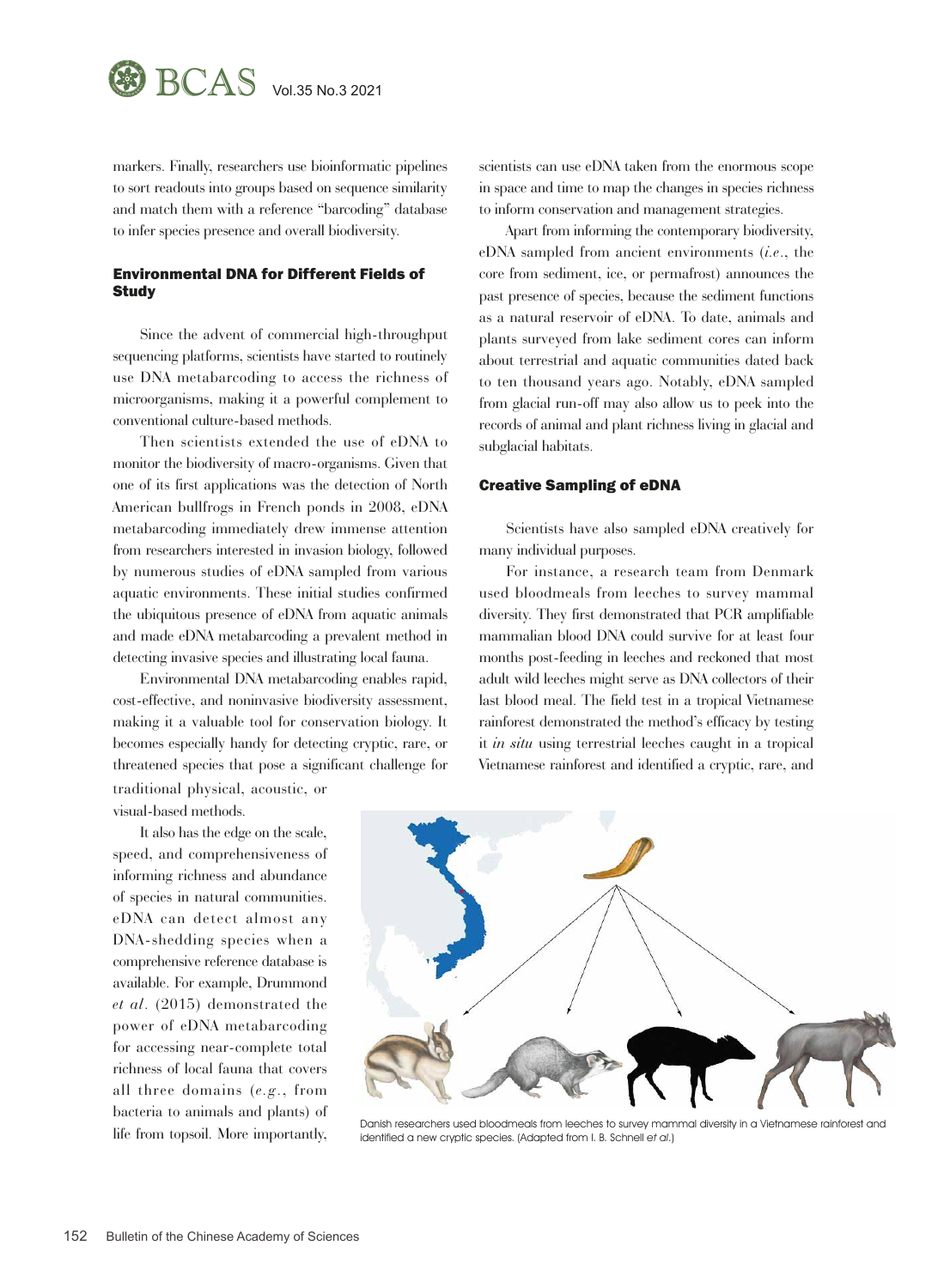markers. Finally, researchers use bioinformatic pipelines to sort readouts into groups based on sequence similarity and match them with a reference "barcoding" database to infer species presence and overall biodiversity.

## Environmental DNA for Different Fields of Study

Since the advent of commercial high-throughput sequencing platforms, scientists have started to routinely use DNA metabarcoding to access the richness of microorganisms, making it a powerful complement to conventional culture-based methods.

Then scientists extended the use of eDNA to monitor the biodiversity of macro-organisms. Given that one of its first applications was the detection of North American bullfrogs in French ponds in 2008, eDNA metabarcoding immediately drew immense attention from researchers interested in invasion biology, followed by numerous studies of eDNA sampled from various aquatic environments. These initial studies confirmed the ubiquitous presence of eDNA from aquatic animals and made eDNA metabarcoding a prevalent method in detecting invasive species and illustrating local fauna.

Environmental DNA metabarcoding enables rapid, cost-effective, and noninvasive biodiversity assessment, making it a valuable tool for conservation biology. It becomes especially handy for detecting cryptic, rare, or threatened species that pose a significant challenge for traditional physical, acoustic, or visual-based methods.

It also has the edge on the scale, speed, and comprehensiveness of informing richness and abundance of species in natural communities. eDNA can detect almost any DNA-shedding species when a comprehensive reference database is available. For example, Drummond *et al*. (2015) demonstrated the power of eDNA metabarcoding for accessing near-complete total richness of local fauna that covers all three domains (*e.g.*, from bacteria to animals and plants) of life from topsoil. More importantly, scientists can use eDNA taken from the enormous scope in space and time to map the changes in species richness to inform conservation and management strategies.

Apart from informing the contemporary biodiversity, eDNA sampled from ancient environments (*i.e.*, the core from sediment, ice, or permafrost) announces the past presence of species, because the sediment functions as a natural reservoir of eDNA. To date, animals and plants surveyed from lake sediment cores can inform about terrestrial and aquatic communities dated back to ten thousand years ago. Notably, eDNA sampled from glacial run-off may also allow us to peek into the records of animal and plant richness living in glacial and subglacial habitats.

## Creative Sampling of eDNA

Scientists have also sampled eDNA creatively for many individual purposes.

For instance, a research team from Denmark used bloodmeals from leeches to survey mammal diversity. They first demonstrated that PCR amplifiable mammalian blood DNA could survive for at least four months post-feeding in leeches and reckoned that most adult wild leeches might serve as DNA collectors of their last blood meal. The field test in a tropical Vietnamese rainforest demonstrated the method's efficacy by testing it *in situ* using terrestrial leeches caught in a tropical Vietnamese rainforest and identified a cryptic, rare, and

Danish researchers used bloodmeals from leeches to survey mammal diversity in a Vietnamese rainforest and identified a new cryptic species. (Adapted from I. B. Schnell *et al.*)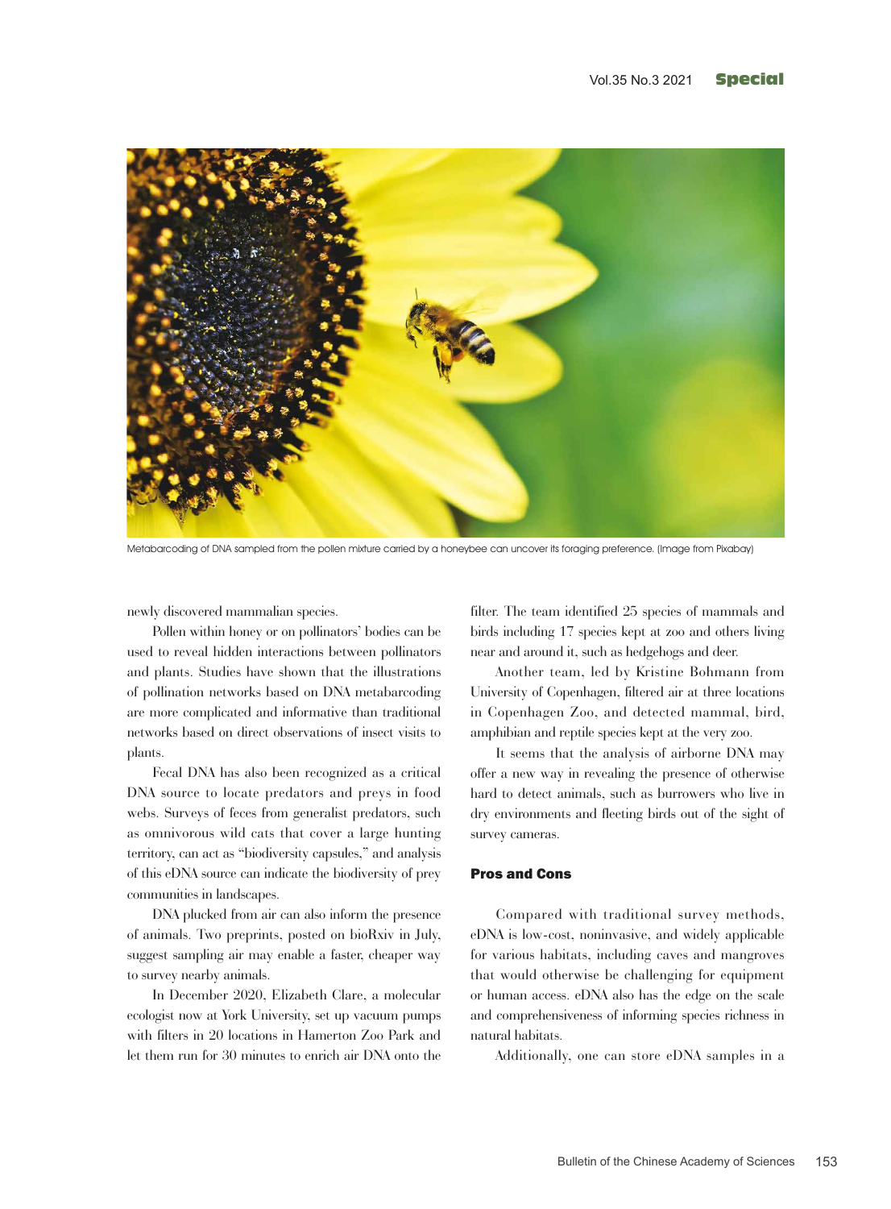Metabarcoding of DNA sampled from the pollen mixture carried by a honeybee can uncover its foraging preference. (Image from Pixabay)

newly discovered mammalian species.

Pollen within honey or on pollinators' bodies can be used to reveal hidden interactions between pollinators and plants. Studies have shown that the illustrations of pollination networks based on DNA metabarcoding are more complicated and informative than traditional networks based on direct observations of insect visits to plants.

Fecal DNA has also been recognized as a critical DNA source to locate predators and preys in food webs. Surveys of feces from generalist predators, such as omnivorous wild cats that cover a large hunting territory, can act as "biodiversity capsules," and analysis of this eDNA source can indicate the biodiversity of prey communities in landscapes.

DNA plucked from air can also inform the presence of animals. Two preprints, posted on bioRxiv in July, suggest sampling air may enable a faster, cheaper way to survey nearby animals.

In December 2020, Elizabeth Clare, a molecular ecologist now at York University, set up vacuum pumps with filters in 20 locations in Hamerton Zoo Park and let them run for 30 minutes to enrich air DNA onto the filter. The team identified 25 species of mammals and birds including 17 species kept at zoo and others living near and around it, such as hedgehogs and deer.

Another team, led by Kristine Bohmann from University of Copenhagen, filtered air at three locations in Copenhagen Zoo, and detected mammal, bird, amphibian and reptile species kept at the very zoo.

It seems that the analysis of airborne DNA may offer a new way in revealing the presence of otherwise hard to detect animals, such as burrowers who live in dry environments and fleeting birds out of the sight of survey cameras.

## Pros and Cons

Compared with traditional survey methods, eDNA is low-cost, noninvasive, and widely applicable for various habitats, including caves and mangroves that would otherwise be challenging for equipment or human access. eDNA also has the edge on the scale and comprehensiveness of informing species richness in natural habitats.

Additionally, one can store eDNA samples in a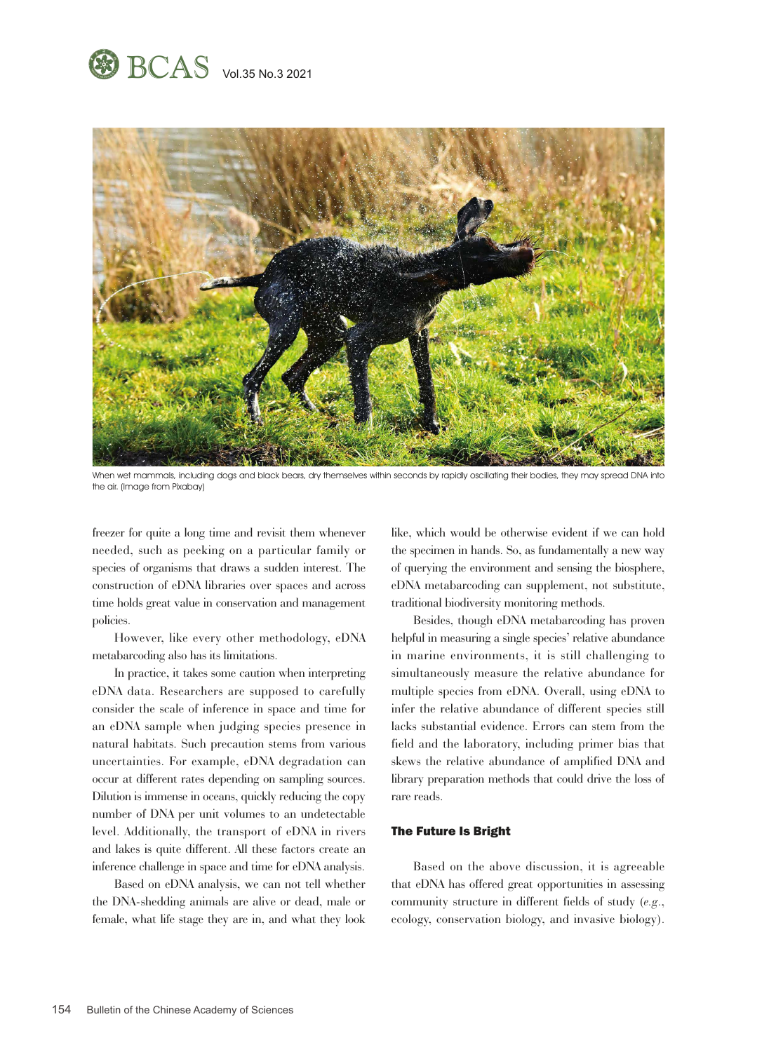When wet mammals, including dogs and black bears, dry themselves within seconds by rapidly oscillating their bodies, they may spread DNA into the air. (Image from Pixabay)

freezer for quite a long time and revisit them whenever needed, such as peeking on a particular family or species of organisms that draws a sudden interest. The construction of eDNA libraries over spaces and across time holds great value in conservation and management policies.

However, like every other methodology, eDNA metabarcoding also has its limitations.

In practice, it takes some caution when interpreting eDNA data. Researchers are supposed to carefully consider the scale of inference in space and time for an eDNA sample when judging species presence in natural habitats. Such precaution stems from various uncertainties. For example, eDNA degradation can occur at different rates depending on sampling sources. Dilution is immense in oceans, quickly reducing the copy number of DNA per unit volumes to an undetectable level. Additionally, the transport of eDNA in rivers and lakes is quite different. All these factors create an inference challenge in space and time for eDNA analysis.

Based on eDNA analysis, we can not tell whether the DNA-shedding animals are alive or dead, male or female, what life stage they are in, and what they look like, which would be otherwise evident if we can hold the specimen in hands. So, as fundamentally a new way of querying the environment and sensing the biosphere, eDNA metabarcoding can supplement, not substitute, traditional biodiversity monitoring methods.

Besides, though eDNA metabarcoding has proven helpful in measuring a single species' relative abundance in marine environments, it is still challenging to simultaneously measure the relative abundance for multiple species from eDNA. Overall, using eDNA to infer the relative abundance of different species still lacks substantial evidence. Errors can stem from the field and the laboratory, including primer bias that skews the relative abundance of amplified DNA and library preparation methods that could drive the loss of rare reads.

## The Future Is Bright

Based on the above discussion, it is agreeable that eDNA has offered great opportunities in assessing community structure in different fields of study (*e.g.*, ecology, conservation biology, and invasive biology).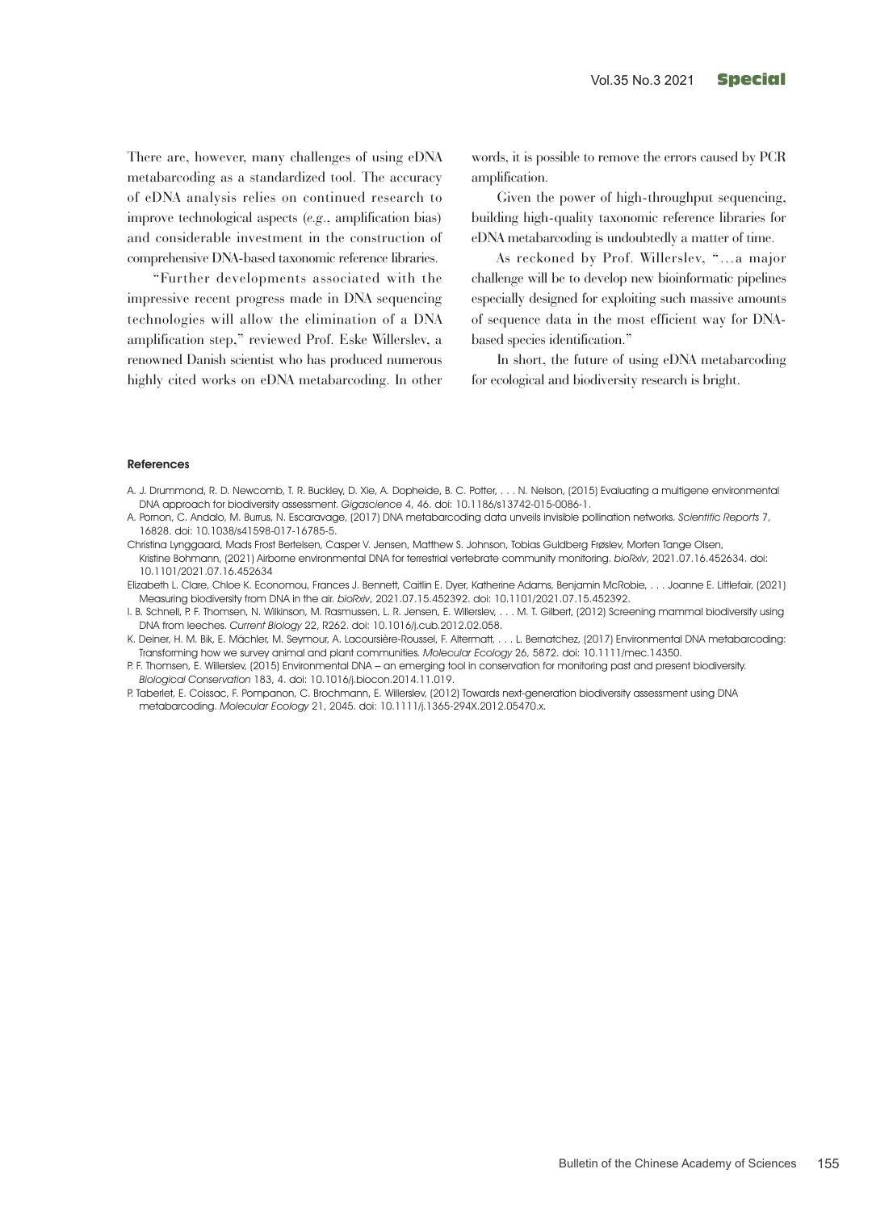There are, however, many challenges of using eDNA metabarcoding as a standardized tool. The accuracy of eDNA analysis relies on continued research to improve technological aspects (*e.g.*, amplification bias) and considerable investment in the construction of comprehensive DNA-based taxonomic reference libraries.

"Further developments associated with the impressive recent progress made in DNA sequencing technologies will allow the elimination of a DNA amplification step," reviewed Prof. Eske Willerslev, a renowned Danish scientist who has produced numerous highly cited works on eDNA metabarcoding. In other words, it is possible to remove the errors caused by PCR amplification.

Given the power of high-throughput sequencing, building high-quality taxonomic reference libraries for eDNA metabarcoding is undoubtedly a matter of time.

As reckoned by Prof. Willerslev, "…a major challenge will be to develop new bioinformatic pipelines especially designed for exploiting such massive amounts of sequence data in the most efficient way for DNA-based species identification."

In short, the future of using eDNA metabarcoding for ecological and biodiversity research is bright.

#### References

A. J. Drummond, R. D. Newcomb, T. R. Buckley, D. Xie, A. Dopheide, B. C. Potter, . . . N. Nelson, (2015) Evaluating a multigene environmental DNA approach for biodiversity assessment. *Gigascience* 4, 46. doi: 10.1186/s13742-015-0086-1.

A. Pornon, C. Andalo, M. Burrus, N. Escaravage, (2017) DNA metabarcoding data unveils invisible pollination networks. *Scientific Reports* 7, 16828. doi: 10.1038/s41598-017-16785-5.

Christina Lynggaard, Mads Frost Bertelsen, Casper V. Jensen, Matthew S. Johnson, Tobias Guldberg Frøslev, Morten Tange Olsen, Kristine Bohmann, (2021) Airborne environmental DNA for terrestrial vertebrate community monitoring. *bioRxiv*, 2021.07.16.452634. doi: 10.1101/2021.07.16.452634

Elizabeth L. Clare, Chloe K. Economou, Frances J. Bennett, Caitlin E. Dyer, Katherine Adams, Benjamin McRobie, . . . Joanne E. Littlefair, (2021) Measuring biodiversity from DNA in the air. *bioRxiv*, 2021.07.15.452392. doi: 10.1101/2021.07.15.452392.

I. B. Schnell, P. F. Thomsen, N. Wilkinson, M. Rasmussen, L. R. Jensen, E. Willerslev, . . . M. T. Gilbert, (2012) Screening mammal biodiversity using DNA from leeches. *Current Biology* 22, R262. doi: 10.1016/j.cub.2012.02.058.

K. Deiner, H. M. Bik, E. Mächler, M. Seymour, A. Lacoursière-Roussel, F. Altermatt, . . . L. Bernatchez, (2017) Environmental DNA metabarcoding: Transforming how we survey animal and plant communities. *Molecular Ecology* 26, 5872. doi: 10.1111/mec.14350.

P. F. Thomsen, E. Willerslev, (2015) Environmental DNA – an emerging tool in conservation for monitoring past and present biodiversity. *Biological Conservation* 183, 4. doi: 10.1016/j.biocon.2014.11.019.

P. Taberlet, E. Coissac, F. Pompanon, C. Brochmann, E. Willerslev, (2012) Towards next-generation biodiversity assessment using DNA metabarcoding. *Molecular Ecology* 21, 2045. doi: 10.1111/j.1365-294X.2012.05470.x.